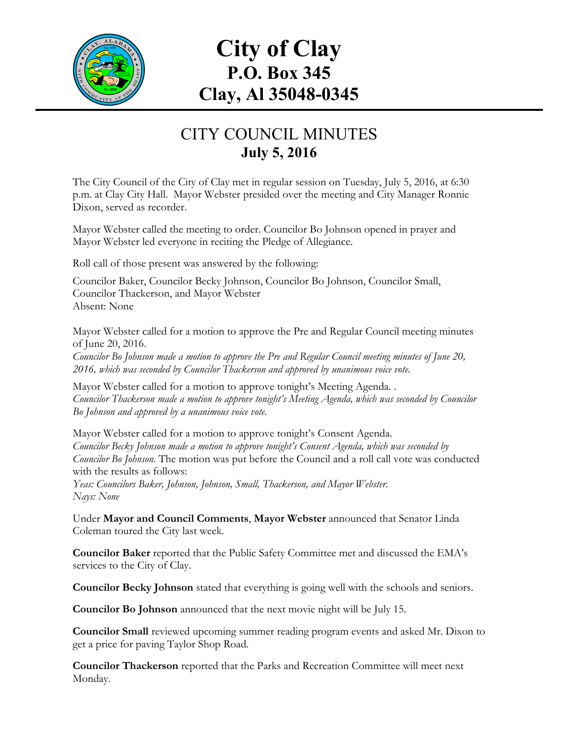# City of Clay
## P.O. Box 345
## Clay, Al 35048-0345

## CITY COUNCIL MINUTES
**July 5, 2016**

The City Council of the City of Clay met in regular session on Tuesday, July 5, 2016, at 6:30 p.m. at Clay City Hall. Mayor Webster presided over the meeting and City Manager Ronnie Dixon, served as recorder.

Mayor Webster called the meeting to order. Councilor Bo Johnson opened in prayer and Mayor Webster led everyone in reciting the Pledge of Allegiance.

Roll call of those present was answered by the following:

Councilor Baker, Councilor Becky Johnson, Councilor Bo Johnson, Councilor Small, Councilor Thackerson, and Mayor Webster
Absent: None

Mayor Webster called for a motion to approve the Pre and Regular Council meeting minutes of June 20, 2016.
*Councilor Bo Johnson made a motion to approve the Pre and Regular Council meeting minutes of June 20, 2016, which was seconded by Councilor Thackerson and approved by unanimous voice vote.*

Mayor Webster called for a motion to approve tonight's Meeting Agenda. .
*Councilor Thackerson made a motion to approve tonight's Meeting Agenda, which was seconded by Councilor Bo Johnson and approved by a unanimous voice vote.*

Mayor Webster called for a motion to approve tonight's Consent Agenda.
*Councilor Becky Johnson made a motion to approve tonight's Consent Agenda, which was seconded by Councilor Bo Johnson.* The motion was put before the Council and a roll call vote was conducted with the results as follows:
*Yeas: Councilors Baker, Johnson, Johnson, Small, Thackerson, and Mayor Webster.*
*Nays: None*

Under **Mayor and Council Comments**, **Mayor Webster** announced that Senator Linda Coleman toured the City last week.

**Councilor Baker** reported that the Public Safety Committee met and discussed the EMA's services to the City of Clay.

**Councilor Becky Johnson** stated that everything is going well with the schools and seniors.

**Councilor Bo Johnson** announced that the next movie night will be July 15.

**Councilor Small** reviewed upcoming summer reading program events and asked Mr. Dixon to get a price for paving Taylor Shop Road.

**Councilor Thackerson** reported that the Parks and Recreation Committee will meet next Monday.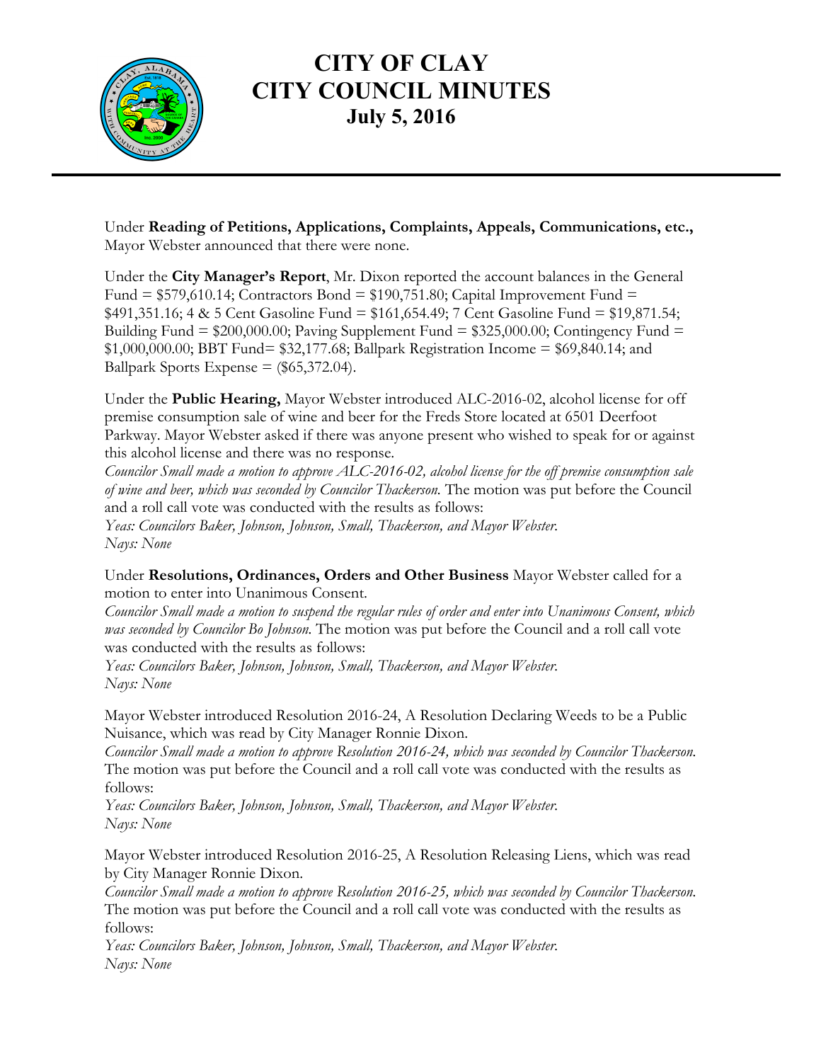# CITY OF CLAY
# CITY COUNCIL MINUTES
## July 5, 2016

Under **Reading of Petitions, Applications, Complaints, Appeals, Communications, etc.,** Mayor Webster announced that there were none.

Under the **City Manager's Report**, Mr. Dixon reported the account balances in the General Fund = $579,610.14; Contractors Bond = $190,751.80; Capital Improvement Fund = $491,351.16; 4 & 5 Cent Gasoline Fund = $161,654.49; 7 Cent Gasoline Fund = $19,871.54; Building Fund = $200,000.00; Paving Supplement Fund = $325,000.00; Contingency Fund = $1,000,000.00; BBT Fund= $32,177.68; Ballpark Registration Income = $69,840.14; and Ballpark Sports Expense = ($65,372.04).

Under the **Public Hearing,** Mayor Webster introduced ALC-2016-02, alcohol license for off premise consumption sale of wine and beer for the Freds Store located at 6501 Deerfoot Parkway. Mayor Webster asked if there was anyone present who wished to speak for or against this alcohol license and there was no response.

*Councilor Small made a motion to approve ALC-2016-02, alcohol license for the off premise consumption sale of wine and beer, which was seconded by Councilor Thackerson.* The motion was put before the Council and a roll call vote was conducted with the results as follows:

*Yeas: Councilors Baker, Johnson, Johnson, Small, Thackerson, and Mayor Webster.*
*Nays: None*

Under **Resolutions, Ordinances, Orders and Other Business** Mayor Webster called for a motion to enter into Unanimous Consent.

*Councilor Small made a motion to suspend the regular rules of order and enter into Unanimous Consent, which was seconded by Councilor Bo Johnson.* The motion was put before the Council and a roll call vote was conducted with the results as follows:

*Yeas: Councilors Baker, Johnson, Johnson, Small, Thackerson, and Mayor Webster.*
*Nays: None*

Mayor Webster introduced Resolution 2016-24, A Resolution Declaring Weeds to be a Public Nuisance, which was read by City Manager Ronnie Dixon.

*Councilor Small made a motion to approve Resolution 2016-24, which was seconded by Councilor Thackerson.* The motion was put before the Council and a roll call vote was conducted with the results as follows:

*Yeas: Councilors Baker, Johnson, Johnson, Small, Thackerson, and Mayor Webster.*
*Nays: None*

Mayor Webster introduced Resolution 2016-25, A Resolution Releasing Liens, which was read by City Manager Ronnie Dixon.

*Councilor Small made a motion to approve Resolution 2016-25, which was seconded by Councilor Thackerson.* The motion was put before the Council and a roll call vote was conducted with the results as follows:

*Yeas: Councilors Baker, Johnson, Johnson, Small, Thackerson, and Mayor Webster.*
*Nays: None*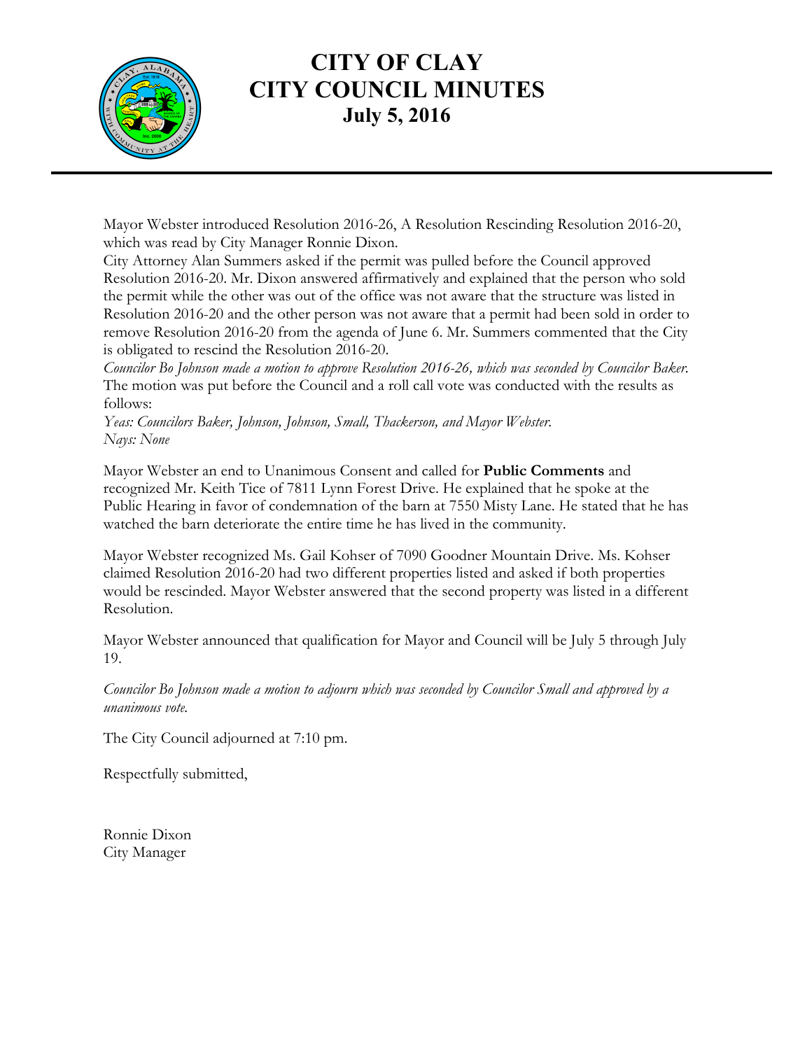# CITY OF CLAY
# CITY COUNCIL MINUTES
### July 5, 2016

Mayor Webster introduced Resolution 2016-26, A Resolution Rescinding Resolution 2016-20, which was read by City Manager Ronnie Dixon.

City Attorney Alan Summers asked if the permit was pulled before the Council approved Resolution 2016-20. Mr. Dixon answered affirmatively and explained that the person who sold the permit while the other was out of the office was not aware that the structure was listed in Resolution 2016-20 and the other person was not aware that a permit had been sold in order to remove Resolution 2016-20 from the agenda of June 6. Mr. Summers commented that the City is obligated to rescind the Resolution 2016-20.

*Councilor Bo Johnson made a motion to approve Resolution 2016-26, which was seconded by Councilor Baker.* The motion was put before the Council and a roll call vote was conducted with the results as follows:

*Yeas: Councilors Baker, Johnson, Johnson, Small, Thackerson, and Mayor Webster.*
*Nays: None*

Mayor Webster an end to Unanimous Consent and called for **Public Comments** and recognized Mr. Keith Tice of 7811 Lynn Forest Drive. He explained that he spoke at the Public Hearing in favor of condemnation of the barn at 7550 Misty Lane. He stated that he has watched the barn deteriorate the entire time he has lived in the community.

Mayor Webster recognized Ms. Gail Kohser of 7090 Goodner Mountain Drive. Ms. Kohser claimed Resolution 2016-20 had two different properties listed and asked if both properties would be rescinded. Mayor Webster answered that the second property was listed in a different Resolution.

Mayor Webster announced that qualification for Mayor and Council will be July 5 through July 19.

*Councilor Bo Johnson made a motion to adjourn which was seconded by Councilor Small and approved by a unanimous vote.*

The City Council adjourned at 7:10 pm.

Respectfully submitted,

Ronnie Dixon
City Manager